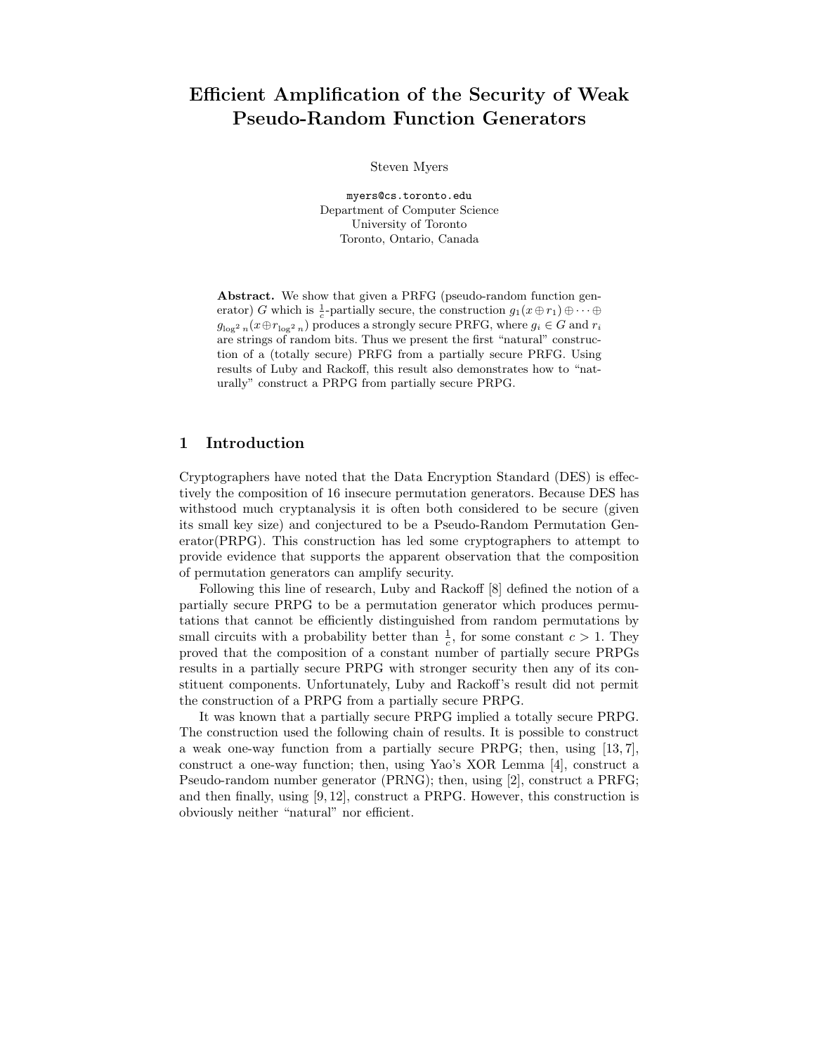# Efficient Amplification of the Security of Weak Pseudo-Random Function Generators

Steven Myers

myers@cs.toronto.edu
Department of Computer Science
University of Toronto
Toronto, Ontario, Canada

**Abstract.** We show that given a PRFG (pseudo-random function generator) $G$ which is $\frac{1}{c}$-partially secure, the construction $g_1(x \oplus r_1) \oplus \cdots \oplus g_{\log^2 n}(x \oplus r_{\log^2 n})$ produces a strongly secure PRFG, where $g_i \in G$ and $r_i$ are strings of random bits. Thus we present the first "natural" construction of a (totally secure) PRFG from a partially secure PRFG. Using results of Luby and Rackoff, this result also demonstrates how to "naturally" construct a PRPG from partially secure PRPG.

## 1 Introduction

Cryptographers have noted that the Data Encryption Standard (DES) is effectively the composition of 16 insecure permutation generators. Because DES has withstood much cryptanalysis it is often both considered to be secure (given its small key size) and conjectured to be a Pseudo-Random Permutation Generator(PRPG). This construction has led some cryptographers to attempt to provide evidence that supports the apparent observation that the composition of permutation generators can amplify security.

Following this line of research, Luby and Rackoff [8] defined the notion of a partially secure PRPG to be a permutation generator which produces permutations that cannot be efficiently distinguished from random permutations by small circuits with a probability better than $\frac{1}{c}$, for some constant $c > 1$. They proved that the composition of a constant number of partially secure PRPGs results in a partially secure PRPG with stronger security then any of its constituent components. Unfortunately, Luby and Rackoff's result did not permit the construction of a PRPG from a partially secure PRPG.

It was known that a partially secure PRPG implied a totally secure PRPG. The construction used the following chain of results. It is possible to construct a weak one-way function from a partially secure PRPG; then, using [13, 7], construct a one-way function; then, using Yao's XOR Lemma [4], construct a Pseudo-random number generator (PRNG); then, using [2], construct a PRFG; and then finally, using [9, 12], construct a PRPG. However, this construction is obviously neither "natural" nor efficient.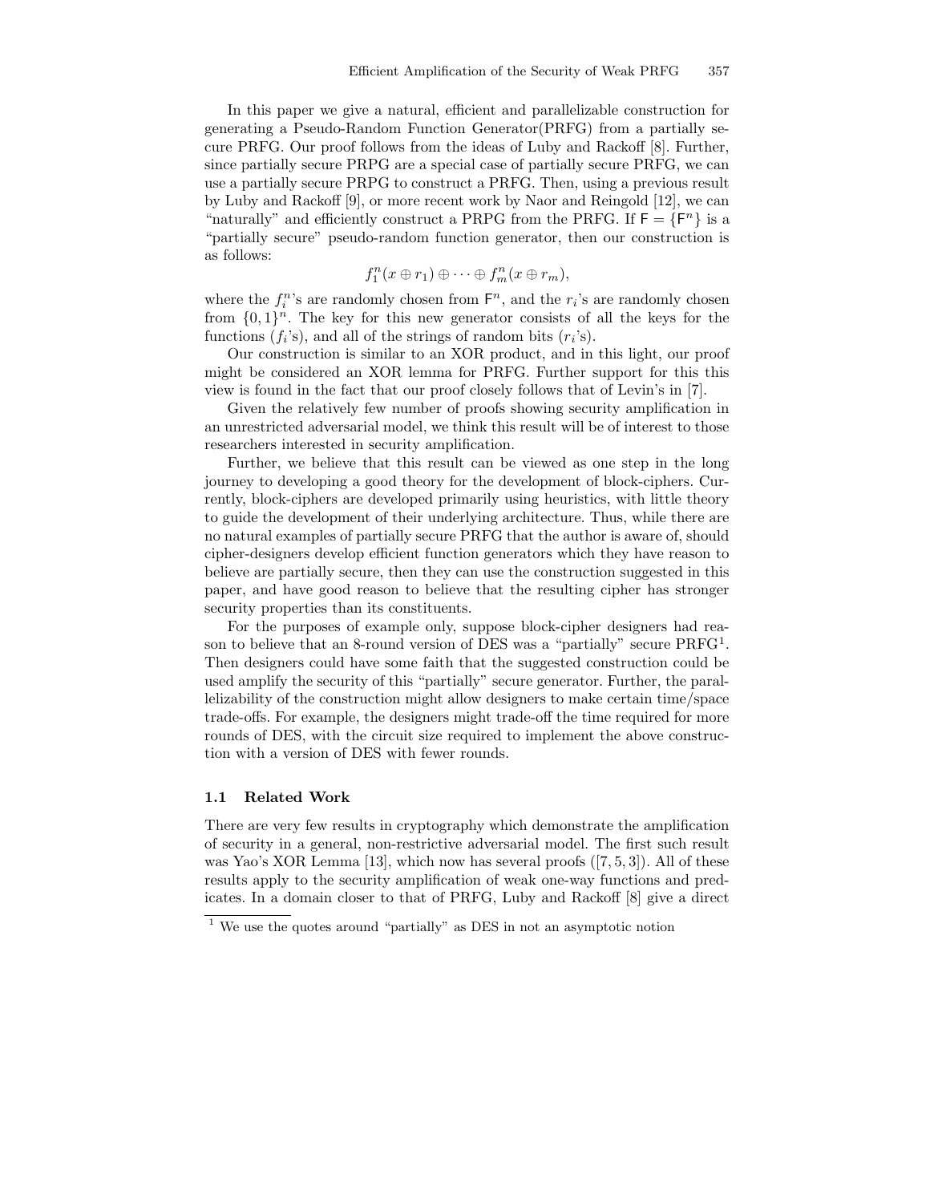In this paper we give a natural, efficient and parallelizable construction for generating a Pseudo-Random Function Generator(PRFG) from a partially secure PRFG. Our proof follows from the ideas of Luby and Rackoff [8]. Further, since partially secure PRPG are a special case of partially secure PRFG, we can use a partially secure PRPG to construct a PRFG. Then, using a previous result by Luby and Rackoff [9], or more recent work by Naor and Reingold [12], we can "naturally" and efficiently construct a PRPG from the PRFG. If $\mathsf{F} = \{\mathsf{F}^n\}$ is a "partially secure" pseudo-random function generator, then our construction is as follows:

$$f_1^n(x \oplus r_1) \oplus \cdots \oplus f_m^n(x \oplus r_m),$$

where the $f_i^n$'s are randomly chosen from $\mathsf{F}^n$, and the $r_i$'s are randomly chosen from $\{0,1\}^n$. The key for this new generator consists of all the keys for the functions ($f_i$'s), and all of the strings of random bits ($r_i$'s).

Our construction is similar to an XOR product, and in this light, our proof might be considered an XOR lemma for PRFG. Further support for this this view is found in the fact that our proof closely follows that of Levin's in [7].

Given the relatively few number of proofs showing security amplification in an unrestricted adversarial model, we think this result will be of interest to those researchers interested in security amplification.

Further, we believe that this result can be viewed as one step in the long journey to developing a good theory for the development of block-ciphers. Currently, block-ciphers are developed primarily using heuristics, with little theory to guide the development of their underlying architecture. Thus, while there are no natural examples of partially secure PRFG that the author is aware of, should cipher-designers develop efficient function generators which they have reason to believe are partially secure, then they can use the construction suggested in this paper, and have good reason to believe that the resulting cipher has stronger security properties than its constituents.

For the purposes of example only, suppose block-cipher designers had reason to believe that an 8-round version of DES was a "partially" secure PRFG[1]. Then designers could have some faith that the suggested construction could be used amplify the security of this "partially" secure generator. Further, the parallelizability of the construction might allow designers to make certain time/space trade-offs. For example, the designers might trade-off the time required for more rounds of DES, with the circuit size required to implement the above construction with a version of DES with fewer rounds.

### 1.1 Related Work

There are very few results in cryptography which demonstrate the amplification of security in a general, non-restrictive adversarial model. The first such result was Yao's XOR Lemma [13], which now has several proofs ([7, 5, 3]). All of these results apply to the security amplification of weak one-way functions and predicates. In a domain closer to that of PRFG, Luby and Rackoff [8] give a direct

[1] We use the quotes around "partially" as DES in not an asymptotic notion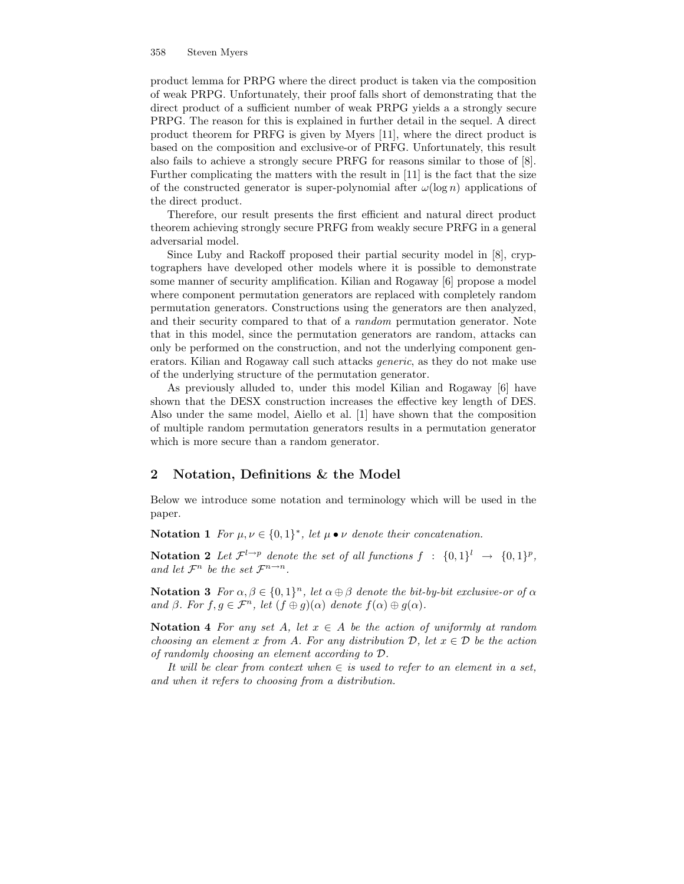product lemma for PRPG where the direct product is taken via the composition of weak PRPG. Unfortunately, their proof falls short of demonstrating that the direct product of a sufficient number of weak PRPG yields a a strongly secure PRPG. The reason for this is explained in further detail in the sequel. A direct product theorem for PRFG is given by Myers [11], where the direct product is based on the composition and exclusive-or of PRFG. Unfortunately, this result also fails to achieve a strongly secure PRFG for reasons similar to those of [8]. Further complicating the matters with the result in [11] is the fact that the size of the constructed generator is super-polynomial after $\omega(\log n)$ applications of the direct product.

Therefore, our result presents the first efficient and natural direct product theorem achieving strongly secure PRFG from weakly secure PRFG in a general adversarial model.

Since Luby and Rackoff proposed their partial security model in [8], cryptographers have developed other models where it is possible to demonstrate some manner of security amplification. Kilian and Rogaway [6] propose a model where component permutation generators are replaced with completely random permutation generators. Constructions using the generators are then analyzed, and their security compared to that of a *random* permutation generator. Note that in this model, since the permutation generators are random, attacks can only be performed on the construction, and not the underlying component generators. Kilian and Rogaway call such attacks *generic*, as they do not make use of the underlying structure of the permutation generator.

As previously alluded to, under this model Kilian and Rogaway [6] have shown that the DESX construction increases the effective key length of DES. Also under the same model, Aiello et al. [1] have shown that the composition of multiple random permutation generators results in a permutation generator which is more secure than a random generator.

## 2 Notation, Definitions & the Model

Below we introduce some notation and terminology which will be used in the paper.

**Notation 1** *For $\mu, \nu \in \{0,1\}^*$, let $\mu \bullet \nu$ denote their concatenation.*

**Notation 2** *Let $\mathcal{F}^{l \to p}$ denote the set of all functions $f : \{0,1\}^l \to \{0,1\}^p$, and let $\mathcal{F}^n$ be the set $\mathcal{F}^{n \to n}$.*

**Notation 3** *For $\alpha, \beta \in \{0,1\}^n$, let $\alpha \oplus \beta$ denote the bit-by-bit exclusive-or of $\alpha$ and $\beta$. For $f, g \in \mathcal{F}^n$, let $(f \oplus g)(\alpha)$ denote $f(\alpha) \oplus g(\alpha)$.*

**Notation 4** *For any set A, let $x \in A$ be the action of uniformly at random choosing an element x from A. For any distribution $\mathcal{D}$, let $x \in \mathcal{D}$ be the action of randomly choosing an element according to $\mathcal{D}$.*

*It will be clear from context when $\in$ is used to refer to an element in a set, and when it refers to choosing from a distribution.*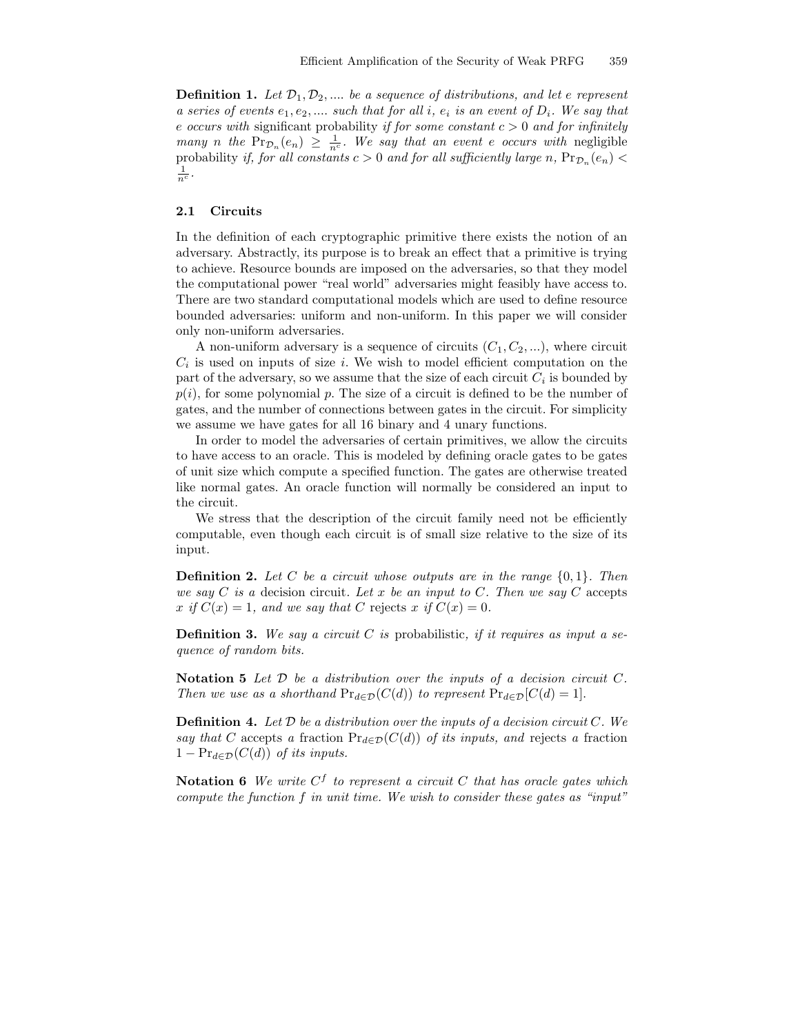**Definition 1.** *Let $\mathcal{D}_1, \mathcal{D}_2, ....$ be a sequence of distributions, and let $e$ represent a series of events $e_1, e_2, ....$ such that for all $i$, $e_i$ is an event of $D_i$. We say that $e$ occurs with* significant probability *if for some constant $c > 0$ and for infinitely many $n$ the $\Pr_{\mathcal{D}_n}(e_n) \geq \frac{1}{n^c}$. We say that an event $e$ occurs with* negligible probability *if, for all constants $c > 0$ and for all sufficiently large $n$, $\Pr_{\mathcal{D}_n}(e_n) < \frac{1}{n^c}$.*

### 2.1 Circuits

In the definition of each cryptographic primitive there exists the notion of an adversary. Abstractly, its purpose is to break an effect that a primitive is trying to achieve. Resource bounds are imposed on the adversaries, so that they model the computational power "real world" adversaries might feasibly have access to. There are two standard computational models which are used to define resource bounded adversaries: uniform and non-uniform. In this paper we will consider only non-uniform adversaries.

A non-uniform adversary is a sequence of circuits $(C_1, C_2, ...)$, where circuit $C_i$ is used on inputs of size $i$. We wish to model efficient computation on the part of the adversary, so we assume that the size of each circuit $C_i$ is bounded by $p(i)$, for some polynomial $p$. The size of a circuit is defined to be the number of gates, and the number of connections between gates in the circuit. For simplicity we assume we have gates for all 16 binary and 4 unary functions.

In order to model the adversaries of certain primitives, we allow the circuits to have access to an oracle. This is modeled by defining oracle gates to be gates of unit size which compute a specified function. The gates are otherwise treated like normal gates. An oracle function will normally be considered an input to the circuit.

We stress that the description of the circuit family need not be efficiently computable, even though each circuit is of small size relative to the size of its input.

**Definition 2.** *Let $C$ be a circuit whose outputs are in the range $\{0, 1\}$. Then we say $C$ is a* decision circuit*. Let $x$ be an input to $C$. Then we say $C$* accepts *$x$ if $C(x) = 1$, and we say that $C$* rejects *$x$ if $C(x) = 0$.*

**Definition 3.** *We say a circuit $C$ is* probabilistic*, if it requires as input a sequence of random bits.*

**Notation 5** *Let $\mathcal{D}$ be a distribution over the inputs of a decision circuit $C$. Then we use as a shorthand $\Pr_{d \in \mathcal{D}}(C(d))$ to represent $\Pr_{d \in \mathcal{D}}[C(d) = 1]$.*

**Definition 4.** *Let $\mathcal{D}$ be a distribution over the inputs of a decision circuit $C$. We say that $C$* accepts *a* fraction *$\Pr_{d \in \mathcal{D}}(C(d))$ of its inputs, and* rejects *a* fraction *$1 - \Pr_{d \in \mathcal{D}}(C(d))$ of its inputs.*

**Notation 6** *We write $C^f$ to represent a circuit $C$ that has oracle gates which compute the function $f$ in unit time. We wish to consider these gates as "input"*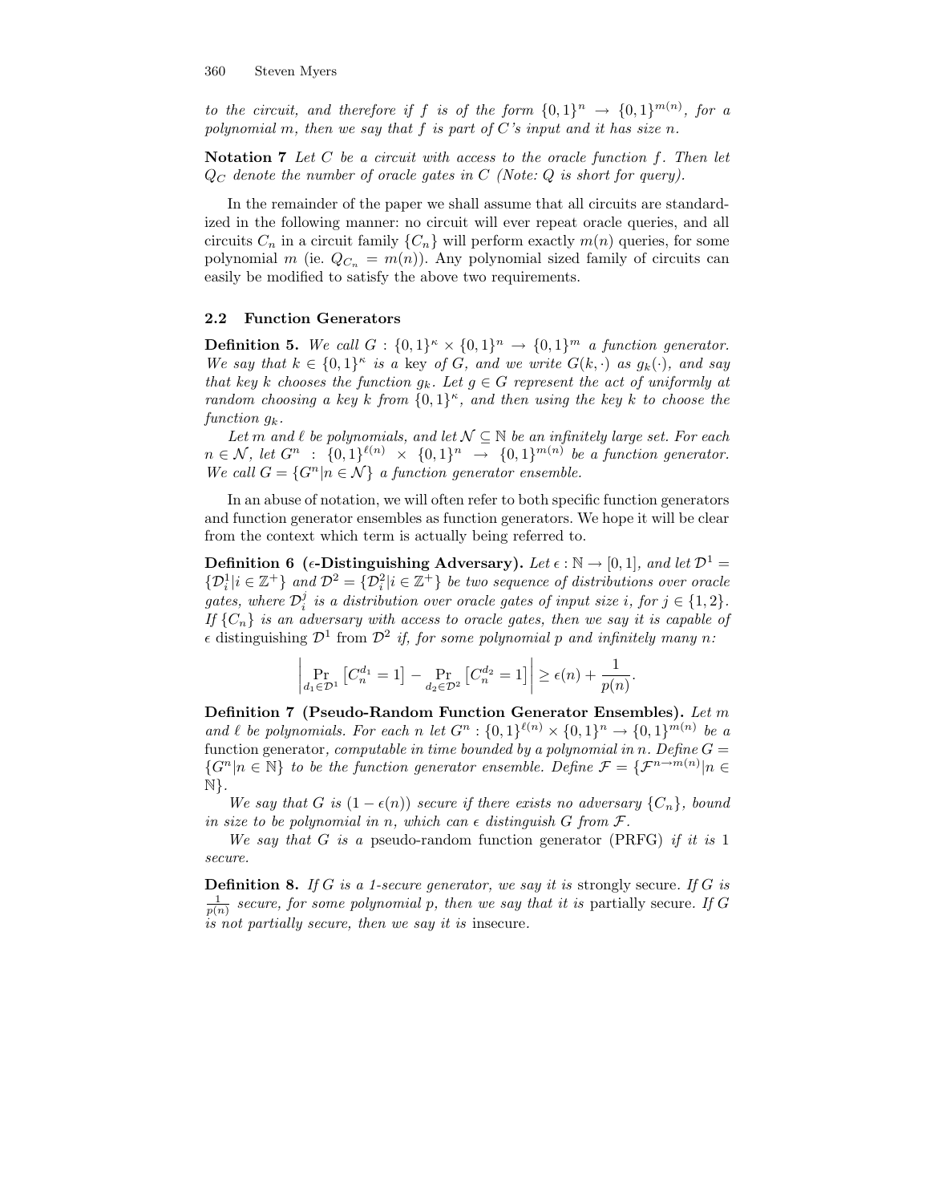*to the circuit, and therefore if $f$ is of the form $\{0,1\}^n \rightarrow \{0,1\}^{m(n)}$, for a polynomial $m$, then we say that $f$ is part of $C$'s input and it has size $n$.*

**Notation 7** *Let $C$ be a circuit with access to the oracle function $f$. Then let $Q_C$ denote the number of oracle gates in $C$ (Note: $Q$ is short for query).*

In the remainder of the paper we shall assume that all circuits are standardized in the following manner: no circuit will ever repeat oracle queries, and all circuits $C_n$ in a circuit family $\{C_n\}$ will perform exactly $m(n)$ queries, for some polynomial $m$ (ie. $Q_{C_n} = m(n)$). Any polynomial sized family of circuits can easily be modified to satisfy the above two requirements.

### 2.2 Function Generators

**Definition 5.** *We call $G : \{0,1\}^\kappa \times \{0,1\}^n \rightarrow \{0,1\}^m$ a function generator. We say that $k \in \{0,1\}^\kappa$ is a* key *of $G$, and we write $G(k,\cdot)$ as $g_k(\cdot)$, and say that key $k$ chooses the function $g_k$. Let $g \in G$ represent the act of uniformly at random choosing a key $k$ from $\{0,1\}^\kappa$, and then using the key $k$ to choose the function $g_k$.*

*Let $m$ and $\ell$ be polynomials, and let $\mathcal{N} \subseteq \mathbb{N}$ be an infinitely large set. For each $n \in \mathcal{N}$, let $G^n : \{0,1\}^{\ell(n)} \times \{0,1\}^n \rightarrow \{0,1\}^{m(n)}$ be a function generator. We call $G = \{G^n | n \in \mathcal{N}\}$ a function generator ensemble.*

In an abuse of notation, we will often refer to both specific function generators and function generator ensembles as function generators. We hope it will be clear from the context which term is actually being referred to.

**Definition 6 ($\epsilon$-Distinguishing Adversary).** *Let $\epsilon : \mathbb{N} \rightarrow [0,1]$, and let $\mathcal{D}^1 = \{\mathcal{D}^1_i | i \in \mathbb{Z}^+\}$ and $\mathcal{D}^2 = \{\mathcal{D}^2_i | i \in \mathbb{Z}^+\}$ be two sequence of distributions over oracle gates, where $\mathcal{D}^j_i$ is a distribution over oracle gates of input size $i$, for $j \in \{1,2\}$. If $\{C_n\}$ is an adversary with access to oracle gates, then we say it is capable of $\epsilon$* distinguishing *$\mathcal{D}^1$* from *$\mathcal{D}^2$ if, for some polynomial $p$ and infinitely many $n$:*

$$\left| \Pr_{d_1 \in \mathcal{D}^1}\left[C_n^{d_1} = 1\right] - \Pr_{d_2 \in \mathcal{D}^2}\left[C_n^{d_2} = 1\right] \right| \geq \epsilon(n) + \frac{1}{p(n)}.$$

**Definition 7 (Pseudo-Random Function Generator Ensembles).** *Let $m$ and $\ell$ be polynomials. For each $n$ let $G^n : \{0,1\}^{\ell(n)} \times \{0,1\}^n \rightarrow \{0,1\}^{m(n)}$ be a* function generator*, computable in time bounded by a polynomial in $n$. Define $G = \{G^n | n \in \mathbb{N}\}$ to be the function generator ensemble. Define $\mathcal{F} = \{\mathcal{F}^{n \rightarrow m(n)} | n \in \mathbb{N}\}$.*

*We say that $G$ is $(1 - \epsilon(n))$ secure if there exists no adversary $\{C_n\}$, bound in size to be polynomial in $n$, which can $\epsilon$ distinguish $G$ from $\mathcal{F}$.*

*We say that $G$ is a* pseudo-random function generator (PRFG) *if it is* 1 *secure.*

**Definition 8.** *If $G$ is a 1-secure generator, we say it is* strongly secure*. If $G$ is $\frac{1}{p(n)}$ secure, for some polynomial $p$, then we say that it is* partially secure*. If $G$ is not partially secure, then we say it is* insecure.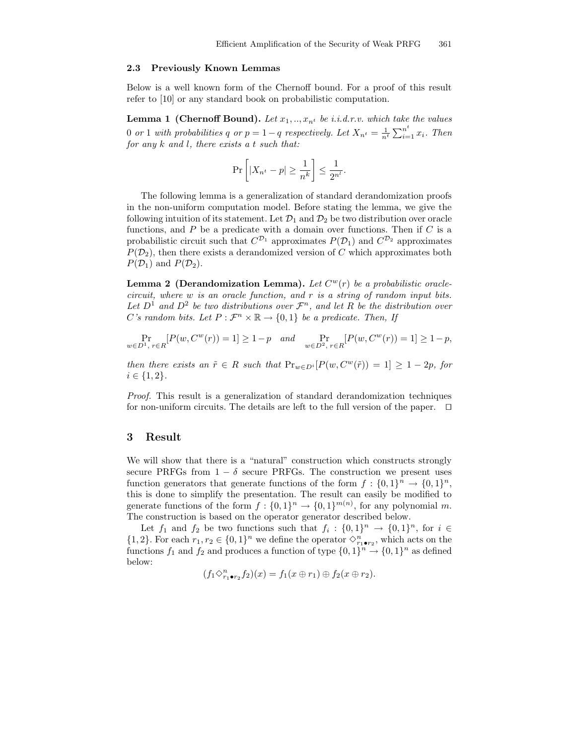### 2.3 Previously Known Lemmas

Below is a well known form of the Chernoff bound. For a proof of this result refer to [10] or any standard book on probabilistic computation.

**Lemma 1 (Chernoff Bound).** *Let $x_1, .., x_{n^t}$ be i.i.d.r.v. which take the values 0 or 1 with probabilities $q$ or $p = 1 - q$ respectively. Let $X_{n^t} = \frac{1}{n^t} \sum_{i=1}^{n^t} x_i$. Then for any $k$ and $l$, there exists a $t$ such that:*

$$\Pr\left[|X_{n^t} - p| \geq \frac{1}{n^k}\right] \leq \frac{1}{2^{n^l}}.$$

The following lemma is a generalization of standard derandomization proofs in the non-uniform computation model. Before stating the lemma, we give the following intuition of its statement. Let $\mathcal{D}_1$ and $\mathcal{D}_2$ be two distribution over oracle functions, and $P$ be a predicate with a domain over functions. Then if $C$ is a probabilistic circuit such that $C^{\mathcal{D}_1}$ approximates $P(\mathcal{D}_1)$ and $C^{\mathcal{D}_2}$ approximates $P(\mathcal{D}_2)$, then there exists a derandomized version of $C$ which approximates both $P(\mathcal{D}_1)$ and $P(\mathcal{D}_2)$.

**Lemma 2 (Derandomization Lemma).** *Let $C^w(r)$ be a probabilistic oracle-circuit, where $w$ is an oracle function, and $r$ is a string of random input bits. Let $D^1$ and $D^2$ be two distributions over $\mathcal{F}^n$, and let $R$ be the distribution over $C$'s random bits. Let $P : \mathcal{F}^n \times \mathbb{R} \to \{0, 1\}$ be a predicate. Then, If*

$$\Pr_{w \in D^1,\, r \in R}[P(w, C^w(r)) = 1] \geq 1 - p \quad \textit{and} \quad \Pr_{w \in D^2,\, r \in R}[P(w, C^w(r)) = 1] \geq 1 - p,$$

*then there exists an $\tilde{r} \in R$ such that $\Pr_{w \in D^i}[P(w, C^w(\tilde{r})) = 1] \geq 1 - 2p$, for $i \in \{1, 2\}$.*

*Proof.* This result is a generalization of standard derandomization techniques for non-uniform circuits. The details are left to the full version of the paper. ◻

## 3 Result

We will show that there is a "natural" construction which constructs strongly secure PRFGs from $1 - \delta$ secure PRFGs. The construction we present uses function generators that generate functions of the form $f : \{0, 1\}^n \to \{0, 1\}^n$, this is done to simplify the presentation. The result can easily be modified to generate functions of the form $f : \{0, 1\}^n \to \{0, 1\}^{m(n)}$, for any polynomial $m$. The construction is based on the operator generator described below.

Let $f_1$ and $f_2$ be two functions such that $f_i : \{0, 1\}^n \to \{0, 1\}^n$, for $i \in \{1, 2\}$. For each $r_1, r_2 \in \{0, 1\}^n$ we define the operator $\diamond^n_{r_1 \bullet r_2}$, which acts on the functions $f_1$ and $f_2$ and produces a function of type $\{0, 1\}^n \to \{0, 1\}^n$ as defined below:

$$(f_1 \diamond^n_{r_1 \bullet r_2} f_2)(x) = f_1(x \oplus r_1) \oplus f_2(x \oplus r_2).$$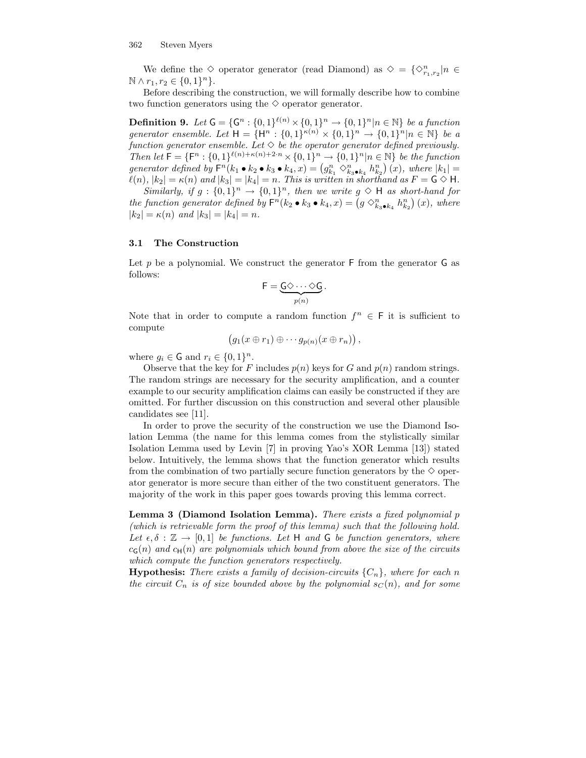We define the $\diamond$ operator generator (read Diamond) as $\diamond = \{\diamond^n_{r_1,r_2} | n \in \mathbb{N} \wedge r_1, r_2 \in \{0,1\}^n\}$.

Before describing the construction, we will formally describe how to combine two function generators using the $\diamond$ operator generator.

**Definition 9.** *Let $\mathsf{G} = \{\mathsf{G}^n : \{0,1\}^{\ell(n)} \times \{0,1\}^n \to \{0,1\}^n | n \in \mathbb{N}\}$ be a function generator ensemble. Let $\mathsf{H} = \{\mathsf{H}^n : \{0,1\}^{\kappa(n)} \times \{0,1\}^n \to \{0,1\}^n | n \in \mathbb{N}\}$ be a function generator ensemble. Let $\diamond$ be the operator generator defined previously. Then let $\mathsf{F} = \{\mathsf{F}^n : \{0,1\}^{\ell(n)+\kappa(n)+2\cdot n} \times \{0,1\}^n \to \{0,1\}^n | n \in \mathbb{N}\}$ be the function generator defined by $\mathsf{F}^n(k_1 \bullet k_2 \bullet k_3 \bullet k_4, x) = \left(g^n_{k_1} \diamond^n_{k_3 \bullet k_4} h^n_{k_2}\right)(x)$, where $|k_1| = \ell(n)$, $|k_2| = \kappa(n)$ and $|k_3| = |k_4| = n$. This is written in shorthand as $F = \mathsf{G} \diamond \mathsf{H}$.*

*Similarly, if $g : \{0,1\}^n \to \{0,1\}^n$, then we write $g \diamond \mathsf{H}$ as short-hand for the function generator defined by $\mathsf{F}^n(k_2 \bullet k_3 \bullet k_4, x) = \left(g \diamond^n_{k_3 \bullet k_4} h^n_{k_2}\right)(x)$, where $|k_2| = \kappa(n)$ and $|k_3| = |k_4| = n$.*

### 3.1 The Construction

Let $p$ be a polynomial. We construct the generator $\mathsf{F}$ from the generator $\mathsf{G}$ as follows:

$$\mathsf{F} = \underbrace{\mathsf{G} \diamond \cdots \diamond \mathsf{G}}_{p(n)}.$$

Note that in order to compute a random function $f^n \in \mathsf{F}$ it is sufficient to compute

$$\left(g_1(x \oplus r_1) \oplus \cdots g_{p(n)}(x \oplus r_n)\right),$$

where $g_i \in \mathsf{G}$ and $r_i \in \{0,1\}^n$.

Observe that the key for $F$ includes $p(n)$ keys for $G$ and $p(n)$ random strings. The random strings are necessary for the security amplification, and a counter example to our security amplification claims can easily be constructed if they are omitted. For further discussion on this construction and several other plausible candidates see [11].

In order to prove the security of the construction we use the Diamond Isolation Lemma (the name for this lemma comes from the stylistically similar Isolation Lemma used by Levin [7] in proving Yao's XOR Lemma [13]) stated below. Intuitively, the lemma shows that the function generator which results from the combination of two partially secure function generators by the $\diamond$ operator generator is more secure than either of the two constituent generators. The majority of the work in this paper goes towards proving this lemma correct.

**Lemma 3 (Diamond Isolation Lemma).** *There exists a fixed polynomial $p$ (which is retrievable form the proof of this lemma) such that the following hold. Let $\epsilon, \delta : \mathbb{Z} \to [0,1]$ be functions. Let $\mathsf{H}$ and $\mathsf{G}$ be function generators, where $c_{\mathsf{G}}(n)$ and $c_{\mathsf{H}}(n)$ are polynomials which bound from above the size of the circuits which compute the function generators respectively.*

**Hypothesis:** *There exists a family of decision-circuits $\{C_n\}$, where for each $n$ the circuit $C_n$ is of size bounded above by the polynomial $s_C(n)$, and for some*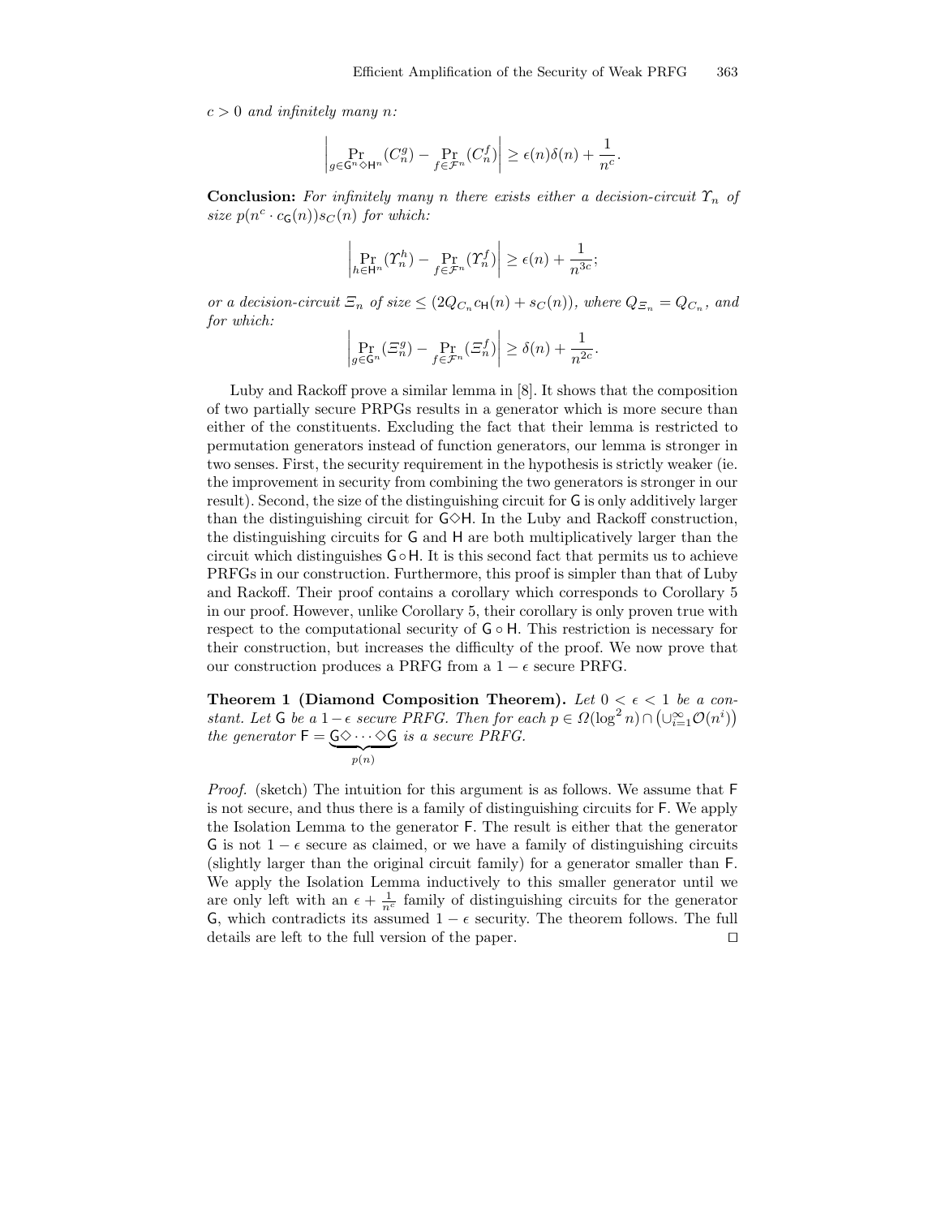*$c > 0$ and infinitely many $n$:*

$$\left| \Pr_{g \in \mathsf{G}^n \diamond \mathsf{H}^n}(C_n^g) - \Pr_{f \in \mathcal{F}^n}(C_n^f) \right| \geq \epsilon(n)\delta(n) + \frac{1}{n^c}.$$

**Conclusion:** *For infinitely many $n$ there exists either a decision-circuit $\Upsilon_n$ of size $p(n^c \cdot c_{\mathsf{G}}(n)) s_C(n)$ for which:*

$$\left| \Pr_{h \in \mathsf{H}^n}(\Upsilon_n^h) - \Pr_{f \in \mathcal{F}^n}(\Upsilon_n^f) \right| \geq \epsilon(n) + \frac{1}{n^{3c}};$$

*or a decision-circuit $\Xi_n$ of size $\leq (2Q_{C_n} c_{\mathsf{H}}(n) + s_C(n))$, where $Q_{\Xi_n} = Q_{C_n}$, and for which:*

$$\left| \Pr_{g \in \mathsf{G}^n}(\Xi_n^g) - \Pr_{f \in \mathcal{F}^n}(\Xi_n^f) \right| \geq \delta(n) + \frac{1}{n^{2c}}.$$

Luby and Rackoff prove a similar lemma in [8]. It shows that the composition of two partially secure PRPGs results in a generator which is more secure than either of the constituents. Excluding the fact that their lemma is restricted to permutation generators instead of function generators, our lemma is stronger in two senses. First, the security requirement in the hypothesis is strictly weaker (ie. the improvement in security from combining the two generators is stronger in our result). Second, the size of the distinguishing circuit for $\mathsf{G}$ is only additively larger than the distinguishing circuit for $\mathsf{G} \diamond \mathsf{H}$. In the Luby and Rackoff construction, the distinguishing circuits for $\mathsf{G}$ and $\mathsf{H}$ are both multiplicatively larger than the circuit which distinguishes $\mathsf{G} \circ \mathsf{H}$. It is this second fact that permits us to achieve PRFGs in our construction. Furthermore, this proof is simpler than that of Luby and Rackoff. Their proof contains a corollary which corresponds to Corollary 5 in our proof. However, unlike Corollary 5, their corollary is only proven true with respect to the computational security of $\mathsf{G} \circ \mathsf{H}$. This restriction is necessary for their construction, but increases the difficulty of the proof. We now prove that our construction produces a PRFG from a $1 - \epsilon$ secure PRFG.

**Theorem 1 (Diamond Composition Theorem).** *Let $0 < \epsilon < 1$ be a constant. Let $\mathsf{G}$ be a $1 - \epsilon$ secure PRFG. Then for each $p \in \Omega(\log^2 n) \cap \left(\cup_{i=1}^{\infty} \mathcal{O}(n^i)\right)$ the generator $\mathsf{F} = \underbrace{\mathsf{G} \diamond \cdots \diamond \mathsf{G}}_{p(n)}$ is a secure PRFG.*

*Proof.* (sketch) The intuition for this argument is as follows. We assume that $\mathsf{F}$ is not secure, and thus there is a family of distinguishing circuits for $\mathsf{F}$. We apply the Isolation Lemma to the generator $\mathsf{F}$. The result is either that the generator $\mathsf{G}$ is not $1 - \epsilon$ secure as claimed, or we have a family of distinguishing circuits (slightly larger than the original circuit family) for a generator smaller than $\mathsf{F}$. We apply the Isolation Lemma inductively to this smaller generator until we are only left with an $\epsilon + \frac{1}{n^c}$ family of distinguishing circuits for the generator $\mathsf{G}$, which contradicts its assumed $1 - \epsilon$ security. The theorem follows. The full details are left to the full version of the paper. □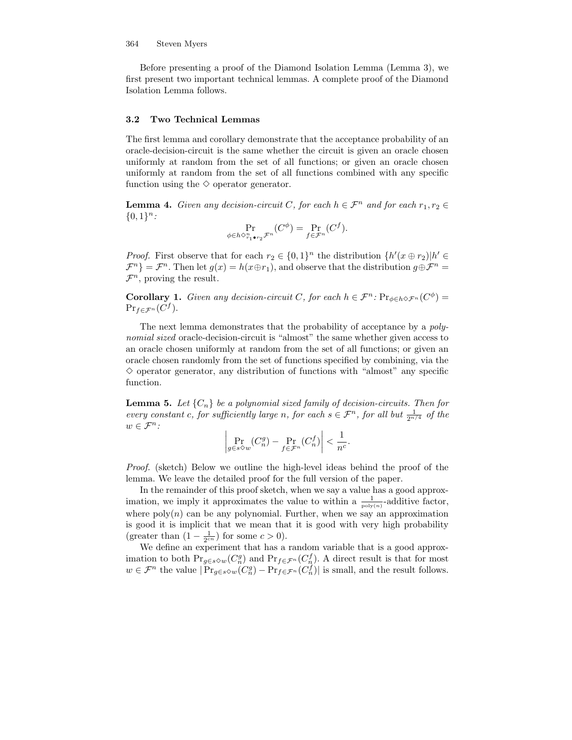Before presenting a proof of the Diamond Isolation Lemma (Lemma 3), we first present two important technical lemmas. A complete proof of the Diamond Isolation Lemma follows.

### 3.2 Two Technical Lemmas

The first lemma and corollary demonstrate that the acceptance probability of an oracle-decision-circuit is the same whether the circuit is given an oracle chosen uniformly at random from the set of all functions; or given an oracle chosen uniformly at random from the set of all functions combined with any specific function using the $\diamond$ operator generator.

**Lemma 4.** *Given any decision-circuit $C$, for each $h \in \mathcal{F}^n$ and for each $r_1, r_2 \in \{0,1\}^n$:*

$$\Pr_{\phi \in h \diamond^n_{r_1 \bullet r_2} \mathcal{F}^n}(C^\phi) = \Pr_{f \in \mathcal{F}^n}(C^f).$$

*Proof.* First observe that for each $r_2 \in \{0,1\}^n$ the distribution $\{h'(x \oplus r_2) | h' \in \mathcal{F}^n\} = \mathcal{F}^n$. Then let $g(x) = h(x \oplus r_1)$, and observe that the distribution $g \oplus \mathcal{F}^n = \mathcal{F}^n$, proving the result.

**Corollary 1.** *Given any decision-circuit $C$, for each $h \in \mathcal{F}^n$: $\Pr_{\phi \in h \diamond \mathcal{F}^n}(C^\phi) = \Pr_{f \in \mathcal{F}^n}(C^f)$.*

The next lemma demonstrates that the probability of acceptance by a *polynomial sized* oracle-decision-circuit is "almost" the same whether given access to an oracle chosen uniformly at random from the set of all functions; or given an oracle chosen randomly from the set of functions specified by combining, via the $\diamond$ operator generator, any distribution of functions with "almost" any specific function.

**Lemma 5.** *Let $\{C_n\}$ be a polynomial sized family of decision-circuits. Then for every constant $c$, for sufficiently large $n$, for each $s \in \mathcal{F}^n$, for all but $\frac{1}{2^{n/4}}$ of the $w \in \mathcal{F}^n$:*

$$\left| \Pr_{g \in s \diamond w}(C_n^g) - \Pr_{f \in \mathcal{F}^n}(C_n^f) \right| < \frac{1}{n^c}.$$

*Proof.* (sketch) Below we outline the high-level ideas behind the proof of the lemma. We leave the detailed proof for the full version of the paper.

In the remainder of this proof sketch, when we say a value has a good approximation, we imply it approximates the value to within a $\frac{1}{\text{poly}(n)}$-additive factor, where $\text{poly}(n)$ can be any polynomial. Further, when we say an approximation is good it is implicit that we mean that it is good with very high probability (greater than $(1 - \frac{1}{2^{cn}})$ for some $c > 0$).

We define an experiment that has a random variable that is a good approximation to both $\Pr_{g \in s \diamond w}(C_n^g)$ and $\Pr_{f \in \mathcal{F}^n}(C_n^f)$. A direct result is that for most $w \in \mathcal{F}^n$ the value $|\Pr_{g \in s \diamond w}(C_n^g) - \Pr_{f \in \mathcal{F}^n}(C_n^f)|$ is small, and the result follows.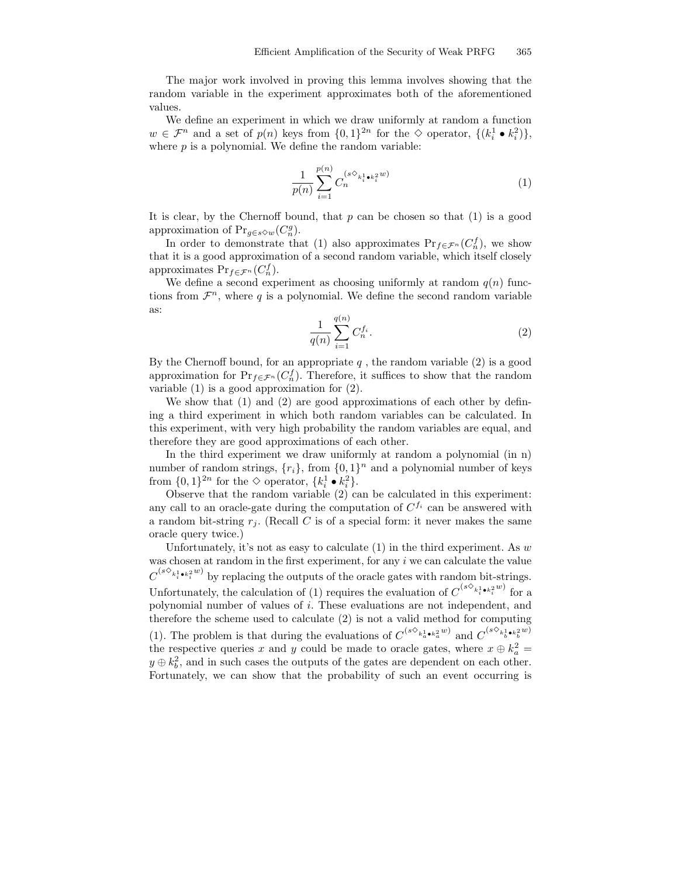The major work involved in proving this lemma involves showing that the random variable in the experiment approximates both of the aforementioned values.

We define an experiment in which we draw uniformly at random a function $w \in \mathcal{F}^n$ and a set of $p(n)$ keys from $\{0,1\}^{2n}$ for the $\diamond$ operator, $\{(k_i^1 \bullet k_i^2)\}$, where $p$ is a polynomial. We define the random variable:

$$\frac{1}{p(n)} \sum_{i=1}^{p(n)} C_n^{(s \diamond_{k_i^1 \bullet k_i^2} w)} \tag{1}$$

It is clear, by the Chernoff bound, that $p$ can be chosen so that (1) is a good approximation of $\Pr_{g \in s \diamond w}(C_n^g)$.

In order to demonstrate that (1) also approximates $\Pr_{f \in \mathcal{F}^n}(C_n^f)$, we show that it is a good approximation of a second random variable, which itself closely approximates $\Pr_{f \in \mathcal{F}^n}(C_n^f)$.

We define a second experiment as choosing uniformly at random $q(n)$ functions from $\mathcal{F}^n$, where $q$ is a polynomial. We define the second random variable as:

$$\frac{1}{q(n)} \sum_{i=1}^{q(n)} C_n^{f_i}. \tag{2}$$

By the Chernoff bound, for an appropriate $q$ , the random variable (2) is a good approximation for $\Pr_{f \in \mathcal{F}^n}(C_n^f)$. Therefore, it suffices to show that the random variable (1) is a good approximation for (2).

We show that (1) and (2) are good approximations of each other by defining a third experiment in which both random variables can be calculated. In this experiment, with very high probability the random variables are equal, and therefore they are good approximations of each other.

In the third experiment we draw uniformly at random a polynomial (in n) number of random strings, $\{r_i\}$, from $\{0,1\}^n$ and a polynomial number of keys from $\{0,1\}^{2n}$ for the $\diamond$ operator, $\{k_i^1 \bullet k_i^2\}$.

Observe that the random variable (2) can be calculated in this experiment: any call to an oracle-gate during the computation of $C^{f_i}$ can be answered with a random bit-string $r_j$. (Recall $C$ is of a special form: it never makes the same oracle query twice.)

Unfortunately, it's not as easy to calculate (1) in the third experiment. As $w$ was chosen at random in the first experiment, for any $i$ we can calculate the value $C^{(s \diamond_{k_i^1 \bullet k_i^2} w)}$ by replacing the outputs of the oracle gates with random bit-strings. Unfortunately, the calculation of (1) requires the evaluation of $C^{(s \diamond_{k_i^1 \bullet k_i^2} w)}$ for a polynomial number of values of $i$. These evaluations are not independent, and therefore the scheme used to calculate (2) is not a valid method for computing (1). The problem is that during the evaluations of $C^{(s \diamond_{k_a^1 \bullet k_a^2} w)}$ and $C^{(s \diamond_{k_b^1 \bullet k_b^2} w)}$ the respective queries $x$ and $y$ could be made to oracle gates, where $x \oplus k_a^2 = y \oplus k_b^2$, and in such cases the outputs of the gates are dependent on each other. Fortunately, we can show that the probability of such an event occurring is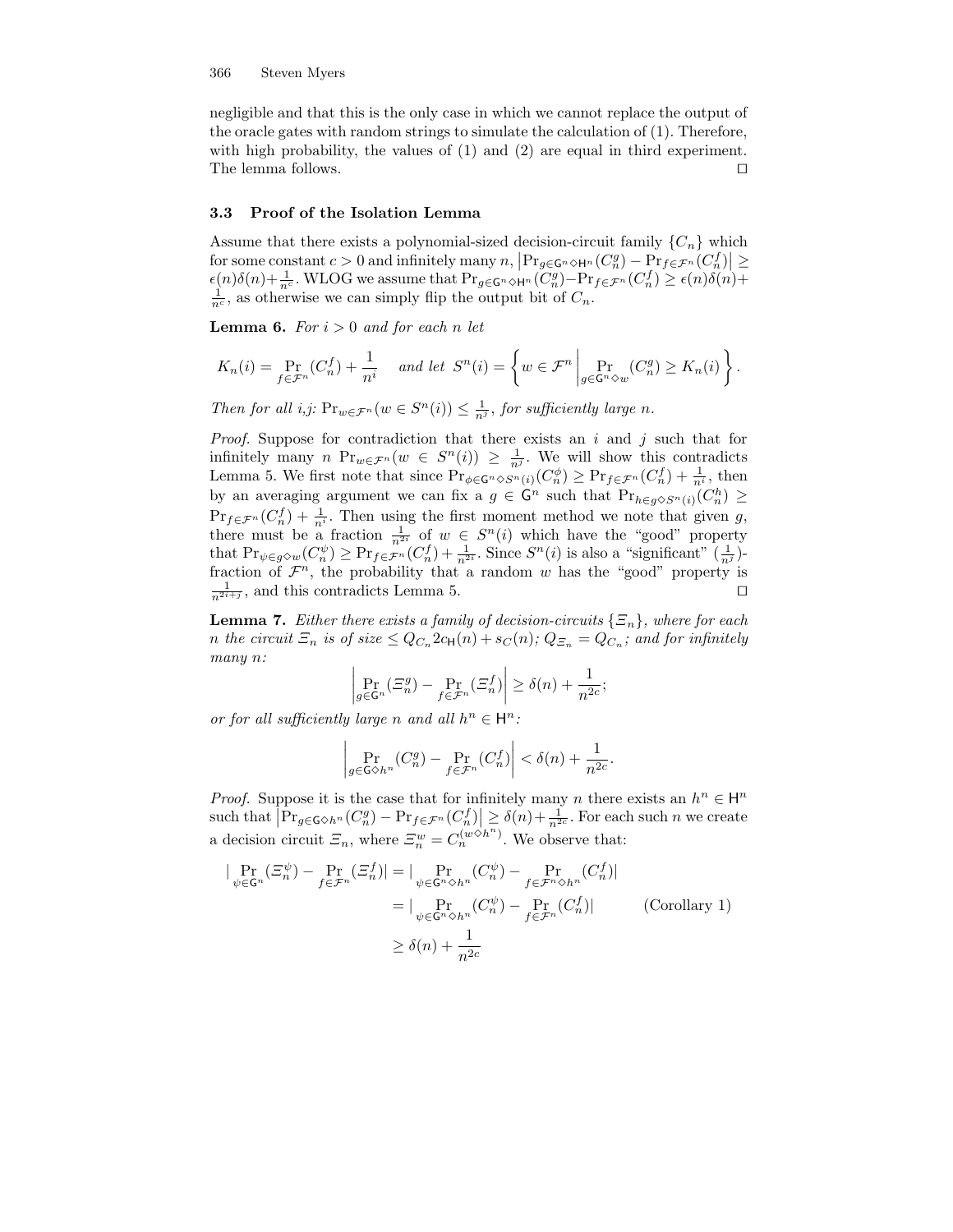negligible and that this is the only case in which we cannot replace the output of the oracle gates with random strings to simulate the calculation of (1). Therefore, with high probability, the values of (1) and (2) are equal in third experiment. The lemma follows. □

### 3.3 Proof of the Isolation Lemma

Assume that there exists a polynomial-sized decision-circuit family $\{C_n\}$ which for some constant $c > 0$ and infinitely many $n$, $\left|\Pr_{g \in \mathsf{G}^n \diamond \mathsf{H}^n}(C_n^g) - \Pr_{f \in \mathcal{F}^n}(C_n^f)\right| \geq \epsilon(n)\delta(n) + \frac{1}{n^c}$. WLOG we assume that $\Pr_{g \in \mathsf{G}^n \diamond \mathsf{H}^n}(C_n^g) - \Pr_{f \in \mathcal{F}^n}(C_n^f) \geq \epsilon(n)\delta(n) + \frac{1}{n^c}$, as otherwise we can simply flip the output bit of $C_n$.

**Lemma 6.** *For $i > 0$ and for each $n$ let*

$$K_n(i) = \Pr_{f \in \mathcal{F}^n}(C_n^f) + \frac{1}{n^i} \quad \text{and let } S^n(i) = \left\{ w \in \mathcal{F}^n \,\middle|\, \Pr_{g \in \mathsf{G}^n \diamond w}(C_n^g) \geq K_n(i) \right\}.$$

*Then for all i,j: $\Pr_{w \in \mathcal{F}^n}(w \in S^n(i)) \leq \frac{1}{n^j}$, for sufficiently large n.*

*Proof.* Suppose for contradiction that there exists an $i$ and $j$ such that for infinitely many $n$ $\Pr_{w \in \mathcal{F}^n}(w \in S^n(i)) \geq \frac{1}{n^j}$. We will show this contradicts Lemma 5. We first note that since $\Pr_{\phi \in \mathsf{G}^n \diamond S^n(i)}(C_n^\phi) \geq \Pr_{f \in \mathcal{F}^n}(C_n^f) + \frac{1}{n^i}$, then by an averaging argument we can fix a $g \in \mathsf{G}^n$ such that $\Pr_{h \in g \diamond S^n(i)}(C_n^h) \geq \Pr_{f \in \mathcal{F}^n}(C_n^f) + \frac{1}{n^i}$. Then using the first moment method we note that given $g$, there must be a fraction $\frac{1}{n^{2i}}$ of $w \in S^n(i)$ which have the "good" property that $\Pr_{\psi \in g \diamond w}(C_n^\psi) \geq \Pr_{f \in \mathcal{F}^n}(C_n^f) + \frac{1}{n^{2i}}$. Since $S^n(i)$ is also a "significant" ($\frac{1}{n^j}$)-fraction of $\mathcal{F}^n$, the probability that a random $w$ has the "good" property is $\frac{1}{n^{2i+j}}$, and this contradicts Lemma 5. □

**Lemma 7.** *Either there exists a family of decision-circuits $\{\Xi_n\}$, where for each n the circuit $\Xi_n$ is of size $\leq Q_{C_n} 2c_{\mathsf{H}}(n) + s_C(n)$; $Q_{\Xi_n} = Q_{C_n}$; and for infinitely many n:*

$$\left|\Pr_{g \in \mathsf{G}^n}(\Xi_n^g) - \Pr_{f \in \mathcal{F}^n}(\Xi_n^f)\right| \geq \delta(n) + \frac{1}{n^{2c}};$$

*or for all sufficiently large n and all $h^n \in \mathsf{H}^n$:*

$$\left|\Pr_{g \in \mathsf{G} \diamond h^n}(C_n^g) - \Pr_{f \in \mathcal{F}^n}(C_n^f)\right| < \delta(n) + \frac{1}{n^{2c}}.$$

*Proof.* Suppose it is the case that for infinitely many $n$ there exists an $h^n \in \mathsf{H}^n$ such that $\left|\Pr_{g \in \mathsf{G} \diamond h^n}(C_n^g) - \Pr_{f \in \mathcal{F}^n}(C_n^f)\right| \geq \delta(n) + \frac{1}{n^{2c}}$. For each such $n$ we create a decision circuit $\Xi_n$, where $\Xi_n^w = C_n^{(w \diamond h^n)}$. We observe that:

$$\begin{aligned}
|\Pr_{\psi \in \mathsf{G}^n}(\Xi_n^\psi) - \Pr_{f \in \mathcal{F}^n}(\Xi_n^f)| &= |\Pr_{\psi \in \mathsf{G}^n \diamond h^n}(C_n^\psi) - \Pr_{f \in \mathcal{F}^n \diamond h^n}(C_n^f)| \\
&= |\Pr_{\psi \in \mathsf{G}^n \diamond h^n}(C_n^\psi) - \Pr_{f \in \mathcal{F}^n}(C_n^f)| \qquad \text{(Corollary 1)} \\
&\geq \delta(n) + \frac{1}{n^{2c}}
\end{aligned}$$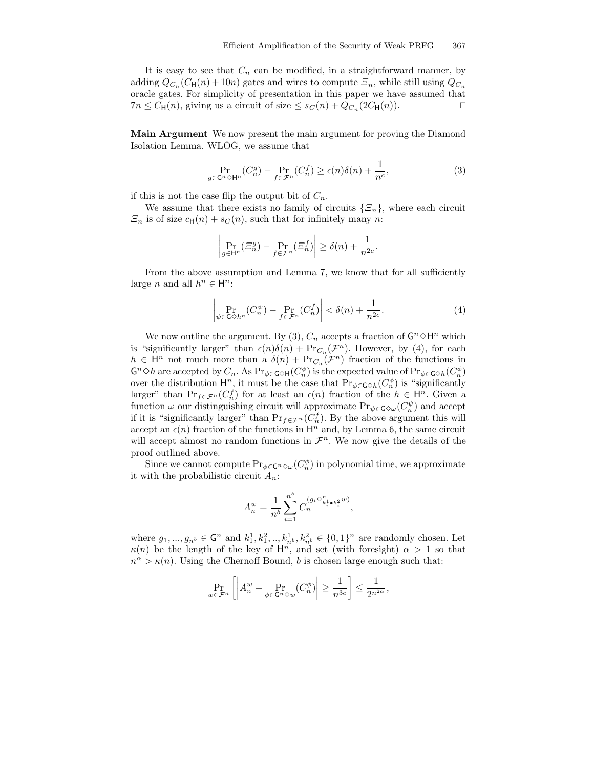It is easy to see that $C_n$ can be modified, in a straightforward manner, by adding $Q_{C_n}(C_{\mathsf{H}}(n)+10n)$ gates and wires to compute $\Xi_n$, while still using $Q_{C_n}$ oracle gates. For simplicity of presentation in this paper we have assumed that $7n \leq C_{\mathsf{H}}(n)$, giving us a circuit of size $\leq s_C(n) + Q_{C_n}(2C_{\mathsf{H}}(n))$. □

**Main Argument** We now present the main argument for proving the Diamond Isolation Lemma. WLOG, we assume that

$$\Pr_{g \in \mathsf{G}^n \diamond \mathsf{H}^n}(C_n^g) - \Pr_{f \in \mathcal{F}^n}(C_n^f) \geq \epsilon(n)\delta(n) + \frac{1}{n^c}, \tag{3}$$

if this is not the case flip the output bit of $C_n$.

We assume that there exists no family of circuits $\{\Xi_n\}$, where each circuit $\Xi_n$ is of size $c_{\mathsf{H}}(n) + s_C(n)$, such that for infinitely many $n$:

$$\left|\Pr_{g \in \mathsf{H}^n}(\Xi_n^g) - \Pr_{f \in \mathcal{F}^n}(\Xi_n^f)\right| \geq \delta(n) + \frac{1}{n^{2c}}.$$

From the above assumption and Lemma 7, we know that for all sufficiently large $n$ and all $h^n \in \mathsf{H}^n$:

$$\left|\Pr_{\psi \in \mathsf{G} \diamond h^n}(C_n^\psi) - \Pr_{f \in \mathcal{F}^n}(C_n^f)\right| < \delta(n) + \frac{1}{n^{2c}}. \tag{4}$$

We now outline the argument. By (3), $C_n$ accepts a fraction of $\mathsf{G}^n \diamond \mathsf{H}^n$ which is "significantly larger" than $\epsilon(n)\delta(n) + \Pr_{C_n}(\mathcal{F}^n)$. However, by (4), for each $h \in \mathsf{H}^n$ not much more than a $\delta(n) + \Pr_{C_n}(\mathcal{F}^n)$ fraction of the functions in $\mathsf{G}^n \diamond h$ are accepted by $C_n$. As $\Pr_{\phi \in \mathsf{G} \diamond \mathsf{H}}(C_n^\phi)$ is the expected value of $\Pr_{\phi \in \mathsf{G} \diamond h}(C_n^\phi)$ over the distribution $\mathsf{H}^n$, it must be the case that $\Pr_{\phi \in \mathsf{G} \diamond h}(C_n^\phi)$ is "significantly larger" than $\Pr_{f \in \mathcal{F}^n}(C_n^f)$ for at least an $\epsilon(n)$ fraction of the $h \in \mathsf{H}^n$. Given a function $\omega$ our distinguishing circuit will approximate $\Pr_{\psi \in \mathsf{G} \diamond \omega}(C_n^\psi)$ and accept if it is "significantly larger" than $\Pr_{f \in \mathcal{F}^n}(C_n^f)$. By the above argument this will accept an $\epsilon(n)$ fraction of the functions in $\mathsf{H}^n$ and, by Lemma 6, the same circuit will accept almost no random functions in $\mathcal{F}^n$. We now give the details of the proof outlined above.

Since we cannot compute $\Pr_{\phi \in \mathsf{G}^n \diamond \omega}(C_n^\phi)$ in polynomial time, we approximate it with the probabilistic circuit $A_n$:

$$A_n^w = \frac{1}{n^b} \sum_{i=1}^{n^b} C_n^{(g_i \diamond^n_{k_i^1 \bullet k_i^2} w)},$$

where $g_1, ..., g_{n^b} \in \mathsf{G}^n$ and $k_1^1, k_1^2, .., k_{n^b}^1, k_{n^b}^2 \in \{0,1\}^n$ are randomly chosen. Let $\kappa(n)$ be the length of the key of $\mathsf{H}^n$, and set (with foresight) $\alpha > 1$ so that $n^\alpha > \kappa(n)$. Using the Chernoff Bound, $b$ is chosen large enough such that:

$$\Pr_{w \in \mathcal{F}^n}\left[\left|A_n^w - \Pr_{\phi \in \mathsf{G}^n \diamond w}(C_n^\phi)\right| \geq \frac{1}{n^{3c}}\right] \leq \frac{1}{2^{n^{2\alpha}}},$$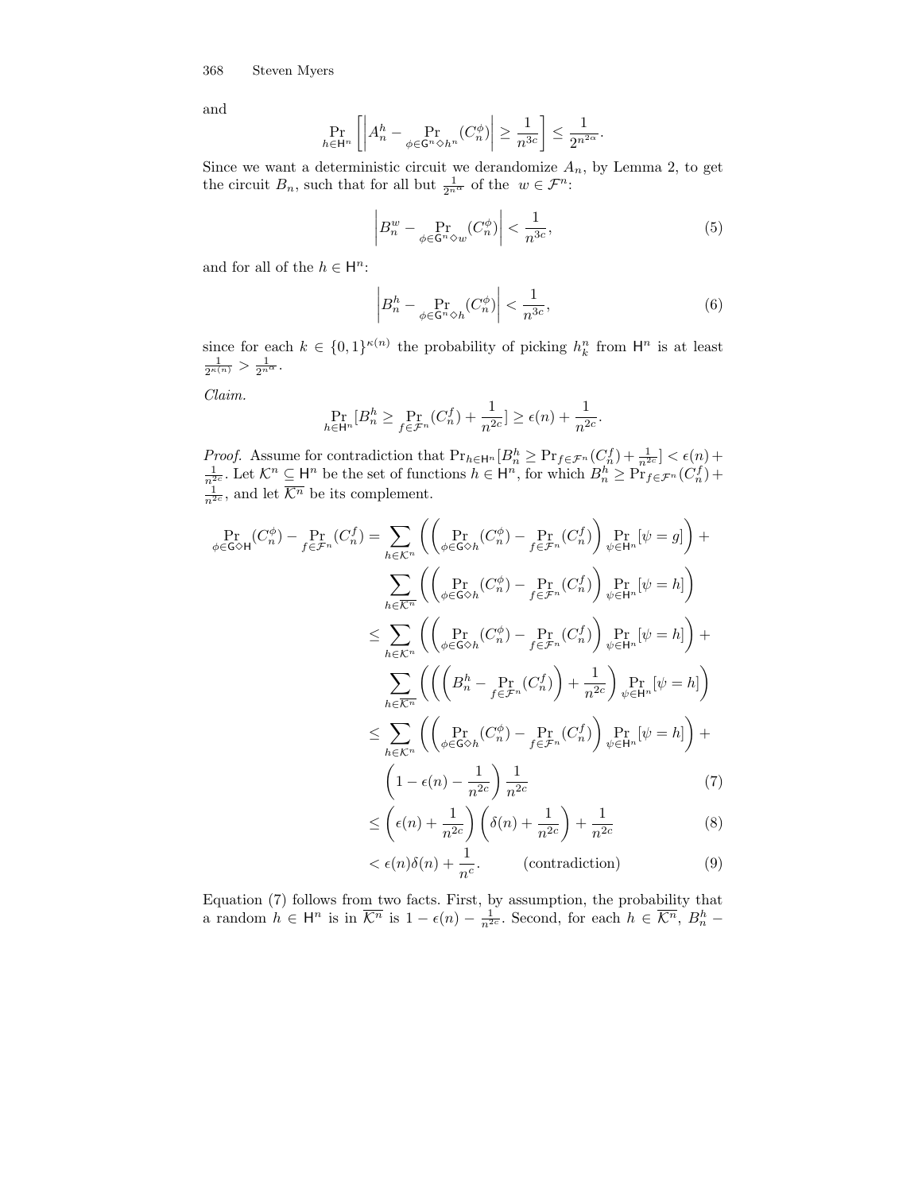and

$$\Pr_{h \in \mathsf{H}^n}\left[\left|A_n^h - \Pr_{\phi \in \mathsf{G}^n \diamond h^n}(C_n^\phi)\right| \geq \frac{1}{n^{3c}}\right] \leq \frac{1}{2^{n^{2\alpha}}}.$$

Since we want a deterministic circuit we derandomize $A_n$, by Lemma 2, to get the circuit $B_n$, such that for all but $\frac{1}{2^{n^\alpha}}$ of the $w \in \mathcal{F}^n$:

$$\left|B_n^w - \Pr_{\phi \in \mathsf{G}^n \diamond w}(C_n^\phi)\right| < \frac{1}{n^{3c}}, \tag{5}$$

and for all of the $h \in \mathsf{H}^n$:

$$\left|B_n^h - \Pr_{\phi \in \mathsf{G}^n \diamond h}(C_n^\phi)\right| < \frac{1}{n^{3c}}, \tag{6}$$

since for each $k \in \{0,1\}^{\kappa(n)}$ the probability of picking $h_k^n$ from $\mathsf{H}^n$ is at least $\frac{1}{2^{\kappa(n)}} > \frac{1}{2^{n^\alpha}}$.

*Claim.*

$$\Pr_{h \in \mathsf{H}^n}[B_n^h \geq \Pr_{f \in \mathcal{F}^n}(C_n^f) + \frac{1}{n^{2c}}] \geq \epsilon(n) + \frac{1}{n^{2c}}.$$

*Proof.* Assume for contradiction that $\Pr_{h \in \mathsf{H}^n}[B_n^h \geq \Pr_{f \in \mathcal{F}^n}(C_n^f) + \frac{1}{n^{2c}}] < \epsilon(n) + \frac{1}{n^{2c}}$. Let $\mathcal{K}^n \subseteq \mathsf{H}^n$ be the set of functions $h \in \mathsf{H}^n$, for which $B_n^h \geq \Pr_{f \in \mathcal{F}^n}(C_n^f) + \frac{1}{n^{2c}}$, and let $\overline{\mathcal{K}^n}$ be its complement.

$$\begin{aligned}
\Pr_{\phi \in \mathsf{G} \diamond \mathsf{H}}(C_n^\phi) - \Pr_{f \in \mathcal{F}^n}(C_n^f) &= \sum_{h \in \mathcal{K}^n}\left(\left(\Pr_{\phi \in \mathsf{G} \diamond h}(C_n^\phi) - \Pr_{f \in \mathcal{F}^n}(C_n^f)\right)\Pr_{\psi \in \mathsf{H}^n}[\psi = g]\right) + \\
&\quad \sum_{h \in \overline{\mathcal{K}^n}}\left(\left(\Pr_{\phi \in \mathsf{G} \diamond h}(C_n^\phi) - \Pr_{f \in \mathcal{F}^n}(C_n^f)\right)\Pr_{\psi \in \mathsf{H}^n}[\psi = h]\right) \\
&\leq \sum_{h \in \mathcal{K}^n}\left(\left(\Pr_{\phi \in \mathsf{G} \diamond h}(C_n^\phi) - \Pr_{f \in \mathcal{F}^n}(C_n^f)\right)\Pr_{\psi \in \mathsf{H}^n}[\psi = h]\right) + \\
&\quad \sum_{h \in \overline{\mathcal{K}^n}}\left(\left(\left(B_n^h - \Pr_{f \in \mathcal{F}^n}(C_n^f)\right) + \frac{1}{n^{2c}}\right)\Pr_{\psi \in \mathsf{H}^n}[\psi = h]\right) \\
&\leq \sum_{h \in \mathcal{K}^n}\left(\left(\Pr_{\phi \in \mathsf{G} \diamond h}(C_n^\phi) - \Pr_{f \in \mathcal{F}^n}(C_n^f)\right)\Pr_{\psi \in \mathsf{H}^n}[\psi = h]\right) + \\
&\quad \left(1 - \epsilon(n) - \frac{1}{n^{2c}}\right)\frac{1}{n^{2c}} \qquad (7) \\
&\leq \left(\epsilon(n) + \frac{1}{n^{2c}}\right)\left(\delta(n) + \frac{1}{n^{2c}}\right) + \frac{1}{n^{2c}} \qquad (8) \\
&< \epsilon(n)\delta(n) + \frac{1}{n^c}. \qquad \text{(contradiction)} \qquad (9)
\end{aligned}$$

Equation (7) follows from two facts. First, by assumption, the probability that a random $h \in \mathsf{H}^n$ is in $\overline{\mathcal{K}^n}$ is $1 - \epsilon(n) - \frac{1}{n^{2c}}$. Second, for each $h \in \overline{\mathcal{K}^n}$, $B_n^h -$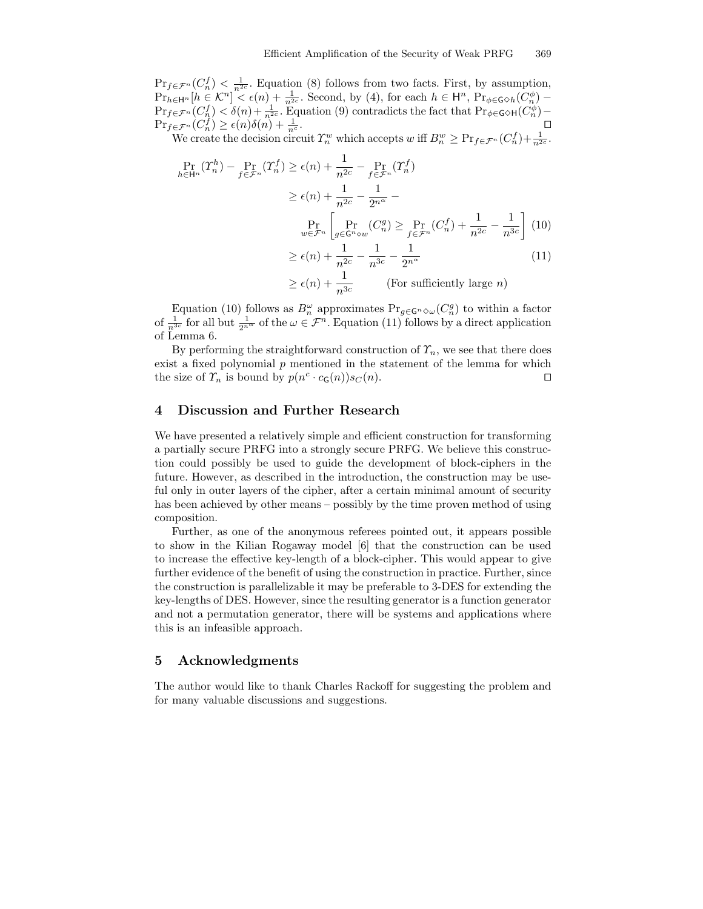$\Pr_{f\in\mathcal{F}^n}(C_n^f) < \frac{1}{n^{2c}}$. Equation (8) follows from two facts. First, by assumption, $\Pr_{h\in\mathsf{H}^n}[h \in \mathcal{K}^n] < \epsilon(n) + \frac{1}{n^{2c}}$. Second, by (4), for each $h \in \mathsf{H}^n$, $\Pr_{\phi\in\mathsf{G}\diamond h}(C_n^\phi) - \Pr_{f\in\mathcal{F}^n}(C_n^f) < \delta(n) + \frac{1}{n^{2c}}$. Equation (9) contradicts the fact that $\Pr_{\phi\in\mathsf{G}\diamond\mathsf{H}}(C_n^\phi) - \Pr_{f\in\mathcal{F}^n}(C_n^f) \geq \epsilon(n)\delta(n) + \frac{1}{n^c}$. ☐

We create the decision circuit $\Upsilon_n^w$ which accepts $w$ iff $B_n^w \geq \Pr_{f\in\mathcal{F}^n}(C_n^f) + \frac{1}{n^{2c}}$.

$$
\begin{aligned}
\Pr_{h\in\mathsf{H}^n}(\Upsilon_n^h) - \Pr_{f\in\mathcal{F}^n}(\Upsilon_n^f) &\geq \epsilon(n) + \frac{1}{n^{2c}} - \Pr_{f\in\mathcal{F}^n}(\Upsilon_n^f) \\
&\geq \epsilon(n) + \frac{1}{n^{2c}} - \frac{1}{2^{n^\alpha}} - \\
&\qquad \Pr_{w\in\mathcal{F}^n}\left[\Pr_{g\in\mathsf{G}^n\diamond w}(C_n^g) \geq \Pr_{f\in\mathcal{F}^n}(C_n^f) + \frac{1}{n^{2c}} - \frac{1}{n^{3c}}\right] \quad (10) \\
&\geq \epsilon(n) + \frac{1}{n^{2c}} - \frac{1}{n^{3c}} - \frac{1}{2^{n^\alpha}} \quad (11) \\
&\geq \epsilon(n) + \frac{1}{n^{3c}} \qquad \text{(For sufficiently large } n\text{)}
\end{aligned}
$$

Equation (10) follows as $B_n^\omega$ approximates $\Pr_{g\in\mathsf{G}^n\diamond\omega}(C_n^g)$ to within a factor of $\frac{1}{n^{3c}}$ for all but $\frac{1}{2^{n^\alpha}}$ of the $\omega \in \mathcal{F}^n$. Equation (11) follows by a direct application of Lemma 6.

By performing the straightforward construction of $\Upsilon_n$, we see that there does exist a fixed polynomial $p$ mentioned in the statement of the lemma for which the size of $\Upsilon_n$ is bound by $p(n^c \cdot c_{\mathsf{G}}(n))s_C(n)$. ☐

## 4 Discussion and Further Research

We have presented a relatively simple and efficient construction for transforming a partially secure PRFG into a strongly secure PRFG. We believe this construction could possibly be used to guide the development of block-ciphers in the future. However, as described in the introduction, the construction may be useful only in outer layers of the cipher, after a certain minimal amount of security has been achieved by other means – possibly by the time proven method of using composition.

Further, as one of the anonymous referees pointed out, it appears possible to show in the Kilian Rogaway model [6] that the construction can be used to increase the effective key-length of a block-cipher. This would appear to give further evidence of the benefit of using the construction in practice. Further, since the construction is parallelizable it may be preferable to 3-DES for extending the key-lengths of DES. However, since the resulting generator is a function generator and not a permutation generator, there will be systems and applications where this is an infeasible approach.

## 5 Acknowledgments

The author would like to thank Charles Rackoff for suggesting the problem and for many valuable discussions and suggestions.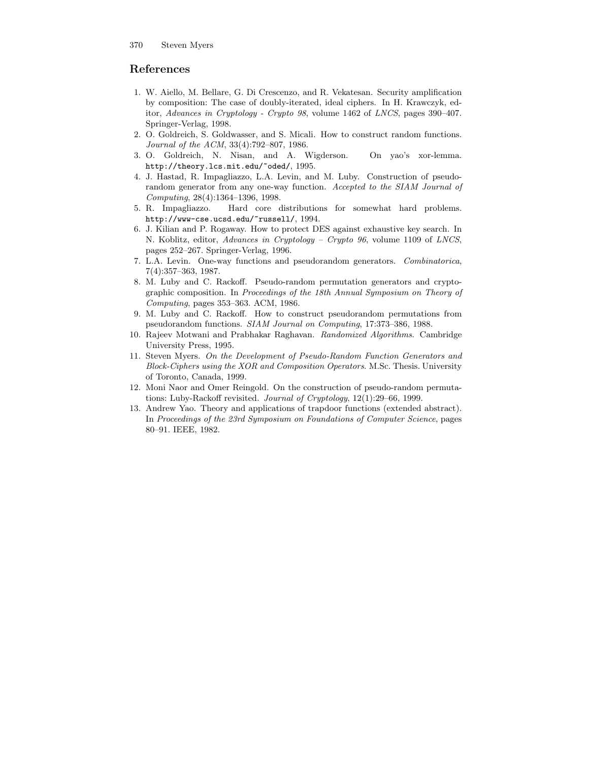## References

1. W. Aiello, M. Bellare, G. Di Crescenzo, and R. Vekatesan. Security amplification by composition: The case of doubly-iterated, ideal ciphers. In H. Krawczyk, editor, *Advances in Cryptology - Crypto 98*, volume 1462 of *LNCS*, pages 390–407. Springer-Verlag, 1998.
2. O. Goldreich, S. Goldwasser, and S. Micali. How to construct random functions. *Journal of the ACM*, 33(4):792–807, 1986.
3. O. Goldreich, N. Nisan, and A. Wigderson. On yao's xor-lemma. `http://theory.lcs.mit.edu/~oded/`, 1995.
4. J. Hastad, R. Impagliazzo, L.A. Levin, and M. Luby. Construction of pseudorandom generator from any one-way function. *Accepted to the SIAM Journal of Computing*, 28(4):1364–1396, 1998.
5. R. Impagliazzo. Hard core distributions for somewhat hard problems. `http://www-cse.ucsd.edu/~russell/`, 1994.
6. J. Kilian and P. Rogaway. How to protect DES against exhaustive key search. In N. Koblitz, editor, *Advances in Cryptology – Crypto 96*, volume 1109 of *LNCS*, pages 252–267. Springer-Verlag, 1996.
7. L.A. Levin. One-way functions and pseudorandom generators. *Combinatorica*, 7(4):357–363, 1987.
8. M. Luby and C. Rackoff. Pseudo-random permutation generators and cryptographic composition. In *Proceedings of the 18th Annual Symposium on Theory of Computing*, pages 353–363. ACM, 1986.
9. M. Luby and C. Rackoff. How to construct pseudorandom permutations from pseudorandom functions. *SIAM Journal on Computing*, 17:373–386, 1988.
10. Rajeev Motwani and Prabhakar Raghavan. *Randomized Algorithms*. Cambridge University Press, 1995.
11. Steven Myers. *On the Development of Pseudo-Random Function Generators and Block-Ciphers using the XOR and Composition Operators*. M.Sc. Thesis. University of Toronto, Canada, 1999.
12. Moni Naor and Omer Reingold. On the construction of pseudo-random permutations: Luby-Rackoff revisited. *Journal of Cryptology*, 12(1):29–66, 1999.
13. Andrew Yao. Theory and applications of trapdoor functions (extended abstract). In *Proceedings of the 23rd Symposium on Foundations of Computer Science*, pages 80–91. IEEE, 1982.